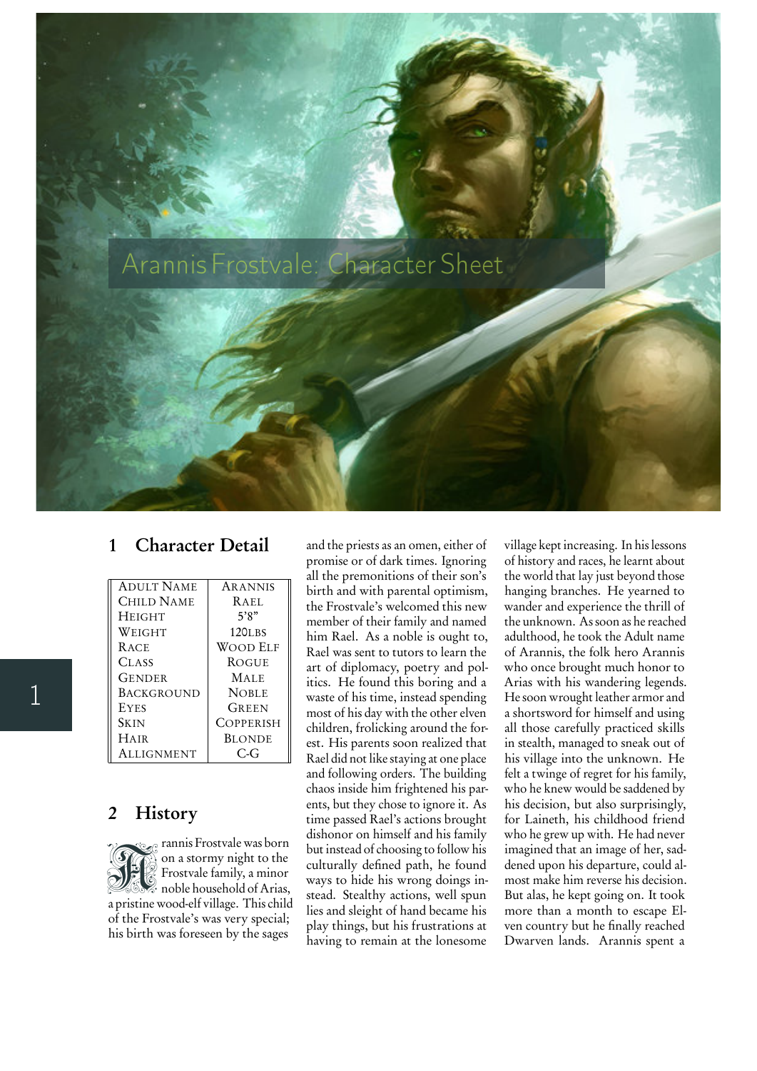# Arannis Frostvale: Character Sheet

## 1 Character Detail

| | |
|---|---|
| Adult Name | Arannis |
| Child Name | Rael |
| Height | 5'8" |
| Weight | 120lbs |
| Race | Wood Elf |
| Class | Rogue |
| Gender | Male |
| Background | Noble |
| Eyes | Green |
| Skin | Copperish |
| Hair | Blonde |
| Allignment | C-G |

## 2 History

Arannis Frostvale was born on a stormy night to the Frostvale family, a minor noble household of Arias, a pristine wood-elf village. This child of the Frostvale's was very special; his birth was foreseen by the sages and the priests as an omen, either of promise or of dark times. Ignoring all the premonitions of their son's birth and with parental optimism, the Frostvale's welcomed this new member of their family and named him Rael. As a noble is ought to, Rael was sent to tutors to learn the art of diplomacy, poetry and politics. He found this boring and a waste of his time, instead spending most of his day with the other elven children, frolicking around the forest. His parents soon realized that Rael did not like staying at one place and following orders. The building chaos inside him frightened his parents, but they chose to ignore it. As time passed Rael's actions brought dishonor on himself and his family but instead of choosing to follow his culturally defined path, he found ways to hide his wrong doings instead. Stealthy actions, well spun lies and sleight of hand became his play things, but his frustrations at having to remain at the lonesome village kept increasing. In his lessons of history and races, he learnt about the world that lay just beyond those hanging branches. He yearned to wander and experience the thrill of the unknown. As soon as he reached adulthood, he took the Adult name of Arannis, the folk hero Arannis who once brought much honor to Arias with his wandering legends. He soon wrought leather armor and a shortsword for himself and using all those carefully practiced skills in stealth, managed to sneak out of his village into the unknown. He felt a twinge of regret for his family, who he knew would be saddened by his decision, but also surprisingly, for Laineth, his childhood friend who he grew up with. He had never imagined that an image of her, saddened upon his departure, could almost make him reverse his decision. But alas, he kept going on. It took more than a month to escape Elven country but he finally reached Dwarven lands. Arannis spent a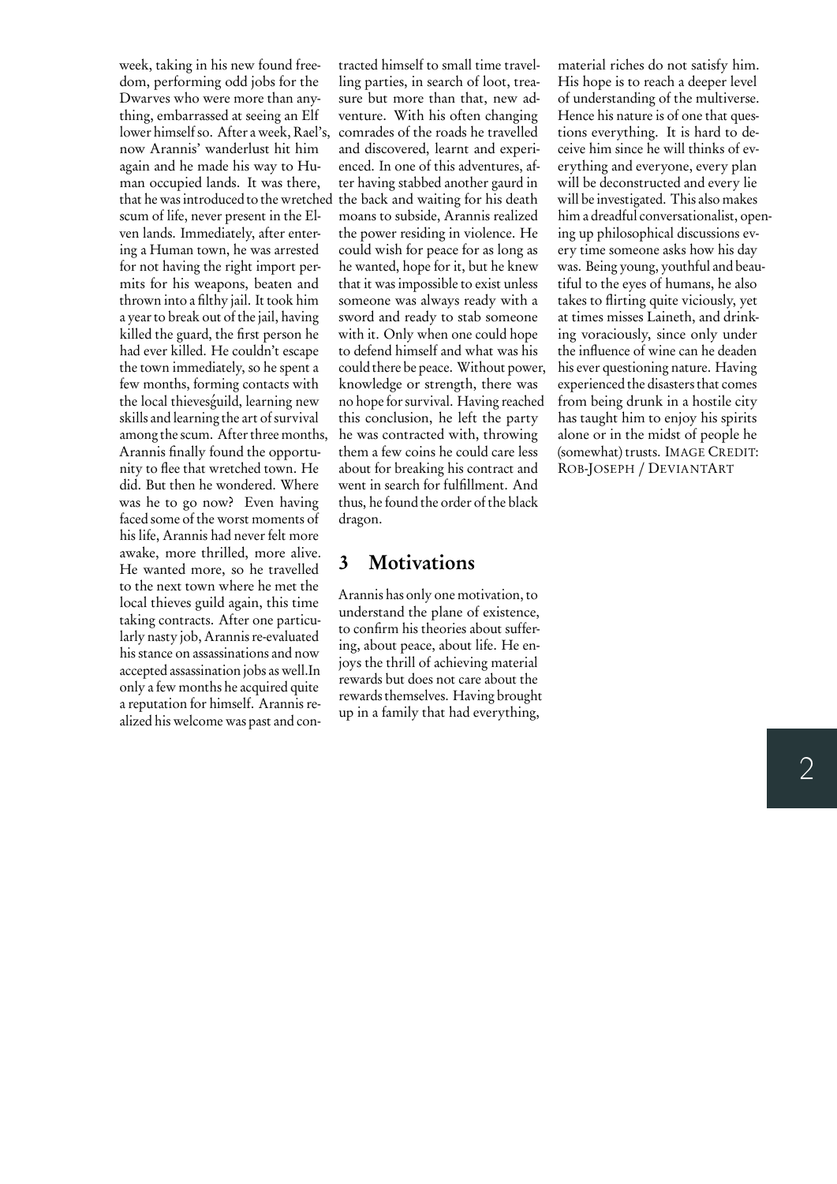week, taking in his new found freedom, performing odd jobs for the Dwarves who were more than anything, embarrassed at seeing an Elf lower himself so. After a week, Rael's, now Arannis' wanderlust hit him again and he made his way to Human occupied lands. It was there, that he was introduced to the wretched scum of life, never present in the Elven lands. Immediately, after entering a Human town, he was arrested for not having the right import permits for his weapons, beaten and thrown into a filthy jail. It took him a year to break out of the jail, having killed the guard, the first person he had ever killed. He couldn't escape the town immediately, so he spent a few months, forming contacts with the local thievesǵuild, learning new skills and learning the art of survival among the scum. After three months, Arannis finally found the opportunity to flee that wretched town. He did. But then he wondered. Where was he to go now? Even having faced some of the worst moments of his life, Arannis had never felt more awake, more thrilled, more alive. He wanted more, so he travelled to the next town where he met the local thieves guild again, this time taking contracts. After one particularly nasty job, Arannis re-evaluated his stance on assassinations and now accepted assassination jobs as well.In only a few months he acquired quite a reputation for himself. Arannis realized his welcome was past and contracted himself to small time travelling parties, in search of loot, treasure but more than that, new adventure. With his often changing comrades of the roads he travelled and discovered, learnt and experienced. In one of this adventures, after having stabbed another gaurd in the back and waiting for his death moans to subside, Arannis realized the power residing in violence. He could wish for peace for as long as he wanted, hope for it, but he knew that it was impossible to exist unless someone was always ready with a sword and ready to stab someone with it. Only when one could hope to defend himself and what was his could there be peace. Without power, knowledge or strength, there was no hope for survival. Having reached this conclusion, he left the party he was contracted with, throwing them a few coins he could care less about for breaking his contract and went in search for fulfillment. And thus, he found the order of the black dragon.

## 3 Motivations

Arannis has only one motivation, to understand the plane of existence, to confirm his theories about suffering, about peace, about life. He enjoys the thrill of achieving material rewards but does not care about the rewards themselves. Having brought up in a family that had everything, material riches do not satisfy him. His hope is to reach a deeper level of understanding of the multiverse. Hence his nature is of one that questions everything. It is hard to deceive him since he will thinks of everything and everyone, every plan will be deconstructed and every lie will be investigated. This also makes him a dreadful conversationalist, opening up philosophical discussions every time someone asks how his day was. Being young, youthful and beautiful to the eyes of humans, he also takes to flirting quite viciously, yet at times misses Laineth, and drinking voraciously, since only under the influence of wine can he deaden his ever questioning nature. Having experienced the disasters that comes from being drunk in a hostile city has taught him to enjoy his spirits alone or in the midst of people he (somewhat) trusts. IMAGE CREDIT: ROB-JOSEPH / DEVIANTART